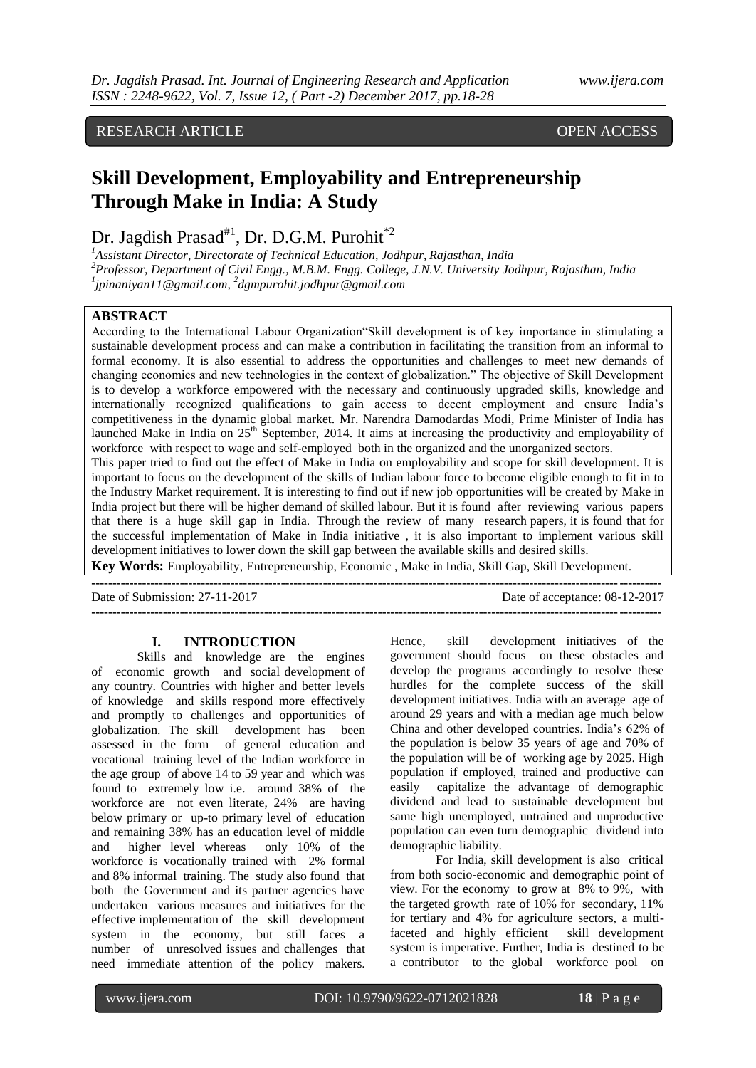RESEARCH ARTICLE OPEN ACCESS

# Skill Development, Employability and Entrepreneurship Through Make in India: A Study

Dr. Jagdish Prasad[#1], Dr. D.G.M. Purohit[*2]

[1]Assistant Director, Directorate of Technical Education, Jodhpur, Rajasthan, India
[2]Professor, Department of Civil Engg., M.B.M. Engg. College, J.N.V. University Jodhpur, Rajasthan, India
[1]jpinaniyan11@gmail.com, [2]dgmpurohit.jodhpur@gmail.com

## ABSTRACT

According to the International Labour Organization"Skill development is of key importance in stimulating a sustainable development process and can make a contribution in facilitating the transition from an informal to formal economy. It is also essential to address the opportunities and challenges to meet new demands of changing economies and new technologies in the context of globalization." The objective of Skill Development is to develop a workforce empowered with the necessary and continuously upgraded skills, knowledge and internationally recognized qualifications to gain access to decent employment and ensure India's competitiveness in the dynamic global market. Mr. Narendra Damodardas Modi, Prime Minister of India has launched Make in India on 25th September, 2014. It aims at increasing the productivity and employability of workforce with respect to wage and self-employed both in the organized and the unorganized sectors.

This paper tried to find out the effect of Make in India on employability and scope for skill development. It is important to focus on the development of the skills of Indian labour force to become eligible enough to fit in to the Industry Market requirement. It is interesting to find out if new job opportunities will be created by Make in India project but there will be higher demand of skilled labour. But it is found after reviewing various papers that there is a huge skill gap in India. Through the review of many research papers, it is found that for the successful implementation of Make in India initiative , it is also important to implement various skill development initiatives to lower down the skill gap between the available skills and desired skills.

**Key Words:** Employability, Entrepreneurship, Economic , Make in India, Skill Gap, Skill Development.

Date of Submission: 27-11-2017 Date of acceptance: 08-12-2017

## I. INTRODUCTION

Skills and knowledge are the engines of economic growth and social development of any country. Countries with higher and better levels of knowledge and skills respond more effectively and promptly to challenges and opportunities of globalization. The skill development has been assessed in the form of general education and vocational training level of the Indian workforce in the age group of above 14 to 59 year and which was found to extremely low i.e. around 38% of the workforce are not even literate, 24% are having below primary or up-to primary level of education and remaining 38% has an education level of middle and higher level whereas only 10% of the workforce is vocationally trained with 2% formal and 8% informal training. The study also found that both the Government and its partner agencies have undertaken various measures and initiatives for the effective implementation of the skill development system in the economy, but still faces a number of unresolved issues and challenges that need immediate attention of the policy makers. Hence, skill development initiatives of the government should focus on these obstacles and develop the programs accordingly to resolve these hurdles for the complete success of the skill development initiatives. India with an average age of around 29 years and with a median age much below China and other developed countries. India's 62% of the population is below 35 years of age and 70% of the population will be of working age by 2025. High population if employed, trained and productive can easily capitalize the advantage of demographic dividend and lead to sustainable development but same high unemployed, untrained and unproductive population can even turn demographic dividend into demographic liability.

For India, skill development is also critical from both socio-economic and demographic point of view. For the economy to grow at 8% to 9%, with the targeted growth rate of 10% for secondary, 11% for tertiary and 4% for agriculture sectors, a multi-faceted and highly efficient skill development system is imperative. Further, India is destined to be a contributor to the global workforce pool on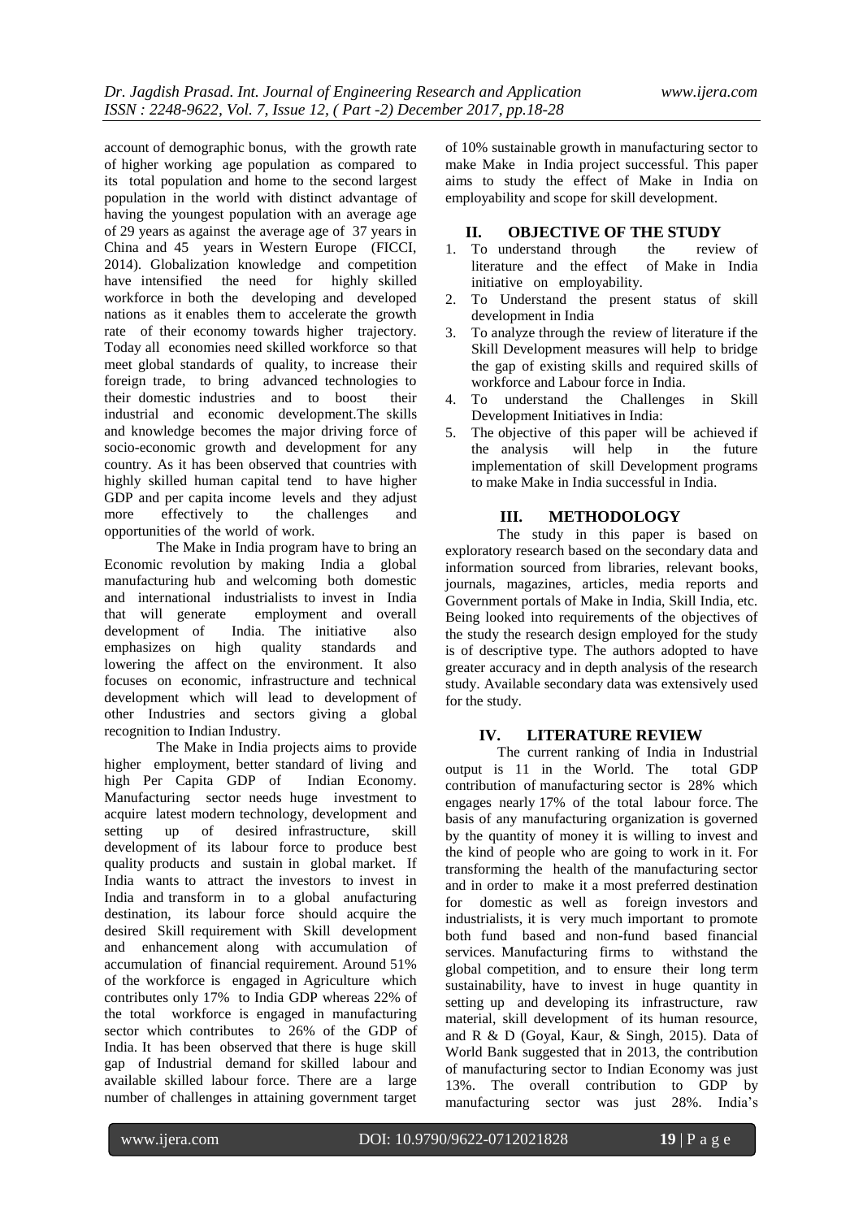account of demographic bonus, with the growth rate of higher working age population as compared to its total population and home to the second largest population in the world with distinct advantage of having the youngest population with an average age of 29 years as against the average age of 37 years in China and 45 years in Western Europe (FICCI, 2014). Globalization knowledge and competition have intensified the need for highly skilled workforce in both the developing and developed nations as it enables them to accelerate the growth rate of their economy towards higher trajectory. Today all economies need skilled workforce so that meet global standards of quality, to increase their foreign trade, to bring advanced technologies to their domestic industries and to boost their industrial and economic development.The skills and knowledge becomes the major driving force of socio-economic growth and development for any country. As it has been observed that countries with highly skilled human capital tend to have higher GDP and per capita income levels and they adjust more effectively to the challenges and opportunities of the world of work.

The Make in India program have to bring an Economic revolution by making India a global manufacturing hub and welcoming both domestic and international industrialists to invest in India that will generate employment and overall development of India. The initiative also emphasizes on high quality standards and lowering the affect on the environment. It also focuses on economic, infrastructure and technical development which will lead to development of other Industries and sectors giving a global recognition to Indian Industry.

The Make in India projects aims to provide higher employment, better standard of living and high Per Capita GDP of Indian Economy. Manufacturing sector needs huge investment to acquire latest modern technology, development and setting up of desired infrastructure, skill development of its labour force to produce best quality products and sustain in global market. If India wants to attract the investors to invest in India and transform in to a global anufacturing destination, its labour force should acquire the desired Skill requirement with Skill development and enhancement along with accumulation of accumulation of financial requirement. Around 51% of the workforce is engaged in Agriculture which contributes only 17% to India GDP whereas 22% of the total workforce is engaged in manufacturing sector which contributes to 26% of the GDP of India. It has been observed that there is huge skill gap of Industrial demand for skilled labour and available skilled labour force. There are a large number of challenges in attaining government target of 10% sustainable growth in manufacturing sector to make Make in India project successful. This paper aims to study the effect of Make in India on employability and scope for skill development.

## II. OBJECTIVE OF THE STUDY

1. To understand through the review of literature and the effect of Make in India initiative on employability.
2. To Understand the present status of skill development in India
3. To analyze through the review of literature if the Skill Development measures will help to bridge the gap of existing skills and required skills of workforce and Labour force in India.
4. To understand the Challenges in Skill Development Initiatives in India:
5. The objective of this paper will be achieved if the analysis will help in the future implementation of skill Development programs to make Make in India successful in India.

## III. METHODOLOGY

The study in this paper is based on exploratory research based on the secondary data and information sourced from libraries, relevant books, journals, magazines, articles, media reports and Government portals of Make in India, Skill India, etc. Being looked into requirements of the objectives of the study the research design employed for the study is of descriptive type. The authors adopted to have greater accuracy and in depth analysis of the research study. Available secondary data was extensively used for the study.

## IV. LITERATURE REVIEW

The current ranking of India in Industrial output is 11 in the World. The total GDP contribution of manufacturing sector is 28% which engages nearly 17% of the total labour force. The basis of any manufacturing organization is governed by the quantity of money it is willing to invest and the kind of people who are going to work in it. For transforming the health of the manufacturing sector and in order to make it a most preferred destination for domestic as well as foreign investors and industrialists, it is very much important to promote both fund based and non-fund based financial services. Manufacturing firms to withstand the global competition, and to ensure their long term sustainability, have to invest in huge quantity in setting up and developing its infrastructure, raw material, skill development of its human resource, and R & D (Goyal, Kaur, & Singh, 2015). Data of World Bank suggested that in 2013, the contribution of manufacturing sector to Indian Economy was just 13%. The overall contribution to GDP by manufacturing sector was just 28%. India's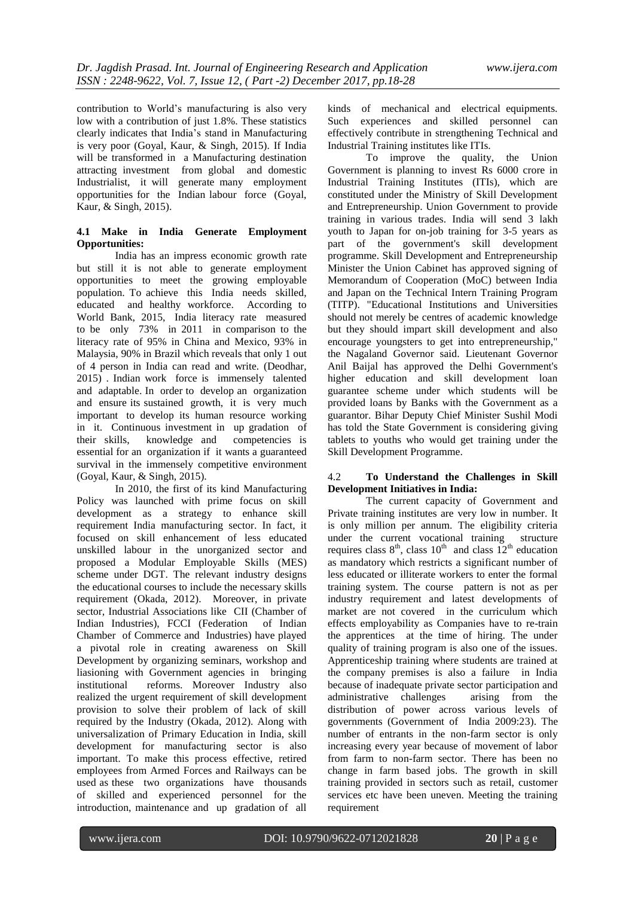contribution to World's manufacturing is also very low with a contribution of just 1.8%. These statistics clearly indicates that India's stand in Manufacturing is very poor (Goyal, Kaur, & Singh, 2015). If India will be transformed in a Manufacturing destination attracting investment from global and domestic Industrialist, it will generate many employment opportunities for the Indian labour force (Goyal, Kaur, & Singh, 2015).

### 4.1 Make in India Generate Employment Opportunities:

India has an impress economic growth rate but still it is not able to generate employment opportunities to meet the growing employable population. To achieve this India needs skilled, educated and healthy workforce. According to World Bank, 2015, India literacy rate measured to be only 73% in 2011 in comparison to the literacy rate of 95% in China and Mexico, 93% in Malaysia, 90% in Brazil which reveals that only 1 out of 4 person in India can read and write. (Deodhar, 2015) . Indian work force is immensely talented and adaptable. In order to develop an organization and ensure its sustained growth, it is very much important to develop its human resource working in it. Continuous investment in up gradation of their skills, knowledge and competencies is essential for an organization if it wants a guaranteed survival in the immensely competitive environment (Goyal, Kaur, & Singh, 2015).

In 2010, the first of its kind Manufacturing Policy was launched with prime focus on skill development as a strategy to enhance skill requirement India manufacturing sector. In fact, it focused on skill enhancement of less educated unskilled labour in the unorganized sector and proposed a Modular Employable Skills (MES) scheme under DGT. The relevant industry designs the educational courses to include the necessary skills requirement (Okada, 2012). Moreover, in private sector, Industrial Associations like CII (Chamber of Indian Industries), FCCI (Federation of Indian Chamber of Commerce and Industries) have played a pivotal role in creating awareness on Skill Development by organizing seminars, workshop and liasioning with Government agencies in bringing institutional reforms. Moreover Industry also realized the urgent requirement of skill development provision to solve their problem of lack of skill required by the Industry (Okada, 2012). Along with universalization of Primary Education in India, skill development for manufacturing sector is also important. To make this process effective, retired employees from Armed Forces and Railways can be used as these two organizations have thousands of skilled and experienced personnel for the introduction, maintenance and up gradation of all kinds of mechanical and electrical equipments. Such experiences and skilled personnel can effectively contribute in strengthening Technical and Industrial Training institutes like ITIs.

To improve the quality, the Union Government is planning to invest Rs 6000 crore in Industrial Training Institutes (ITIs), which are constituted under the Ministry of Skill Development and Entrepreneurship. Union Government to provide training in various trades. India will send 3 lakh youth to Japan for on-job training for 3-5 years as part of the government's skill development programme. Skill Development and Entrepreneurship Minister the Union Cabinet has approved signing of Memorandum of Cooperation (MoC) between India and Japan on the Technical Intern Training Program (TITP). "Educational Institutions and Universities should not merely be centres of academic knowledge but they should impart skill development and also encourage youngsters to get into entrepreneurship," the Nagaland Governor said. Lieutenant Governor Anil Baijal has approved the Delhi Government's higher education and skill development loan guarantee scheme under which students will be provided loans by Banks with the Government as a guarantor. Bihar Deputy Chief Minister Sushil Modi has told the State Government is considering giving tablets to youths who would get training under the Skill Development Programme.

### 4.2 To Understand the Challenges in Skill Development Initiatives in India:

The current capacity of Government and Private training institutes are very low in number. It is only million per annum. The eligibility criteria under the current vocational training structure requires class 8th, class 10th and class 12th education as mandatory which restricts a significant number of less educated or illiterate workers to enter the formal training system. The course pattern is not as per industry requirement and latest developments of market are not covered in the curriculum which effects employability as Companies have to re-train the apprentices at the time of hiring. The under quality of training program is also one of the issues. Apprenticeship training where students are trained at the company premises is also a failure in India because of inadequate private sector participation and administrative challenges arising from the distribution of power across various levels of governments (Government of India 2009:23). The number of entrants in the non-farm sector is only increasing every year because of movement of labor from farm to non-farm sector. There has been no change in farm based jobs. The growth in skill training provided in sectors such as retail, customer services etc have been uneven. Meeting the training requirement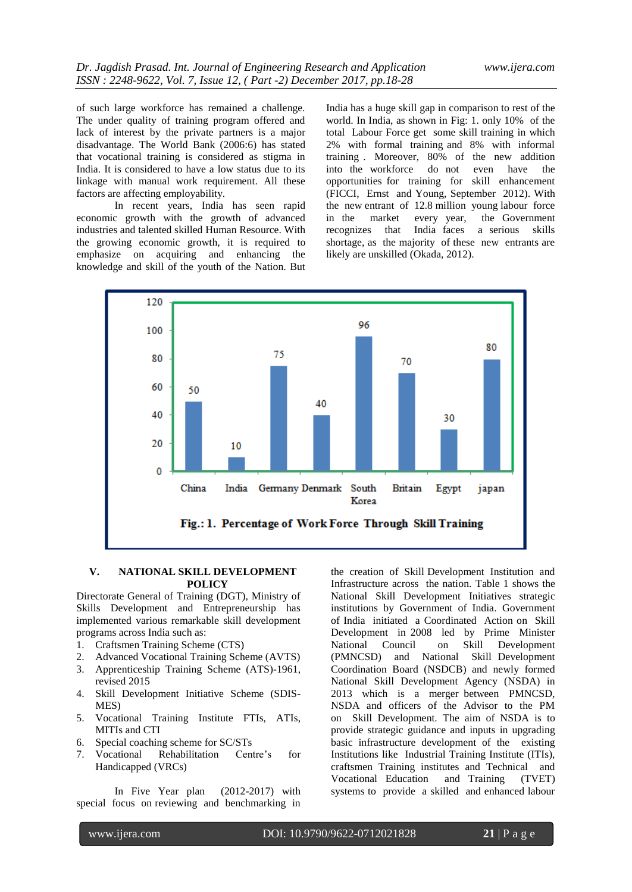of such large workforce has remained a challenge. The under quality of training program offered and lack of interest by the private partners is a major disadvantage. The World Bank (2006:6) has stated that vocational training is considered as stigma in India. It is considered to have a low status due to its linkage with manual work requirement. All these factors are affecting employability.

In recent years, India has seen rapid economic growth with the growth of advanced industries and talented skilled Human Resource. With the growing economic growth, it is required to emphasize on acquiring and enhancing the knowledge and skill of the youth of the Nation. But India has a huge skill gap in comparison to rest of the world. In India, as shown in Fig: 1. only 10% of the total Labour Force get some skill training in which 2% with formal training and 8% with informal training . Moreover, 80% of the new addition into the workforce do not even have the opportunities for training for skill enhancement (FICCI, Ernst and Young, September 2012). With the new entrant of 12.8 million young labour force in the market every year, the Government recognizes that India faces a serious skills shortage, as the majority of these new entrants are likely are unskilled (Okada, 2012).

| China | India | Germany | Denmark | South Korea | Britain | Egypt | japan |
|---|---|---|---|---|---|---|---|
| 50 | 10 | 75 | 40 | 96 | 70 | 30 | 80 |

**Fig.: 1. Percentage of Work Force Through Skill Training**

## V. NATIONAL SKILL DEVELOPMENT POLICY

Directorate General of Training (DGT), Ministry of Skills Development and Entrepreneurship has implemented various remarkable skill development programs across India such as:

1. Craftsmen Training Scheme (CTS)
2. Advanced Vocational Training Scheme (AVTS)
3. Apprenticeship Training Scheme (ATS)-1961, revised 2015
4. Skill Development Initiative Scheme (SDIS-MES)
5. Vocational Training Institute FTIs, ATIs, MITIs and CTI
6. Special coaching scheme for SC/STs
7. Vocational Rehabilitation Centre's for Handicapped (VRCs)

In Five Year plan (2012-2017) with special focus on reviewing and benchmarking in the creation of Skill Development Institution and Infrastructure across the nation. Table 1 shows the National Skill Development Initiatives strategic institutions by Government of India. Government of India initiated a Coordinated Action on Skill Development in 2008 led by Prime Minister National Council on Skill Development (PMNCSD) and National Skill Development Coordination Board (NSDCB) and newly formed National Skill Development Agency (NSDA) in 2013 which is a merger between PMNCSD, NSDA and officers of the Advisor to the PM on Skill Development. The aim of NSDA is to provide strategic guidance and inputs in upgrading basic infrastructure development of the existing Institutions like Industrial Training Institute (ITIs), craftsmen Training institutes and Technical and Vocational Education and Training (TVET) systems to provide a skilled and enhanced labour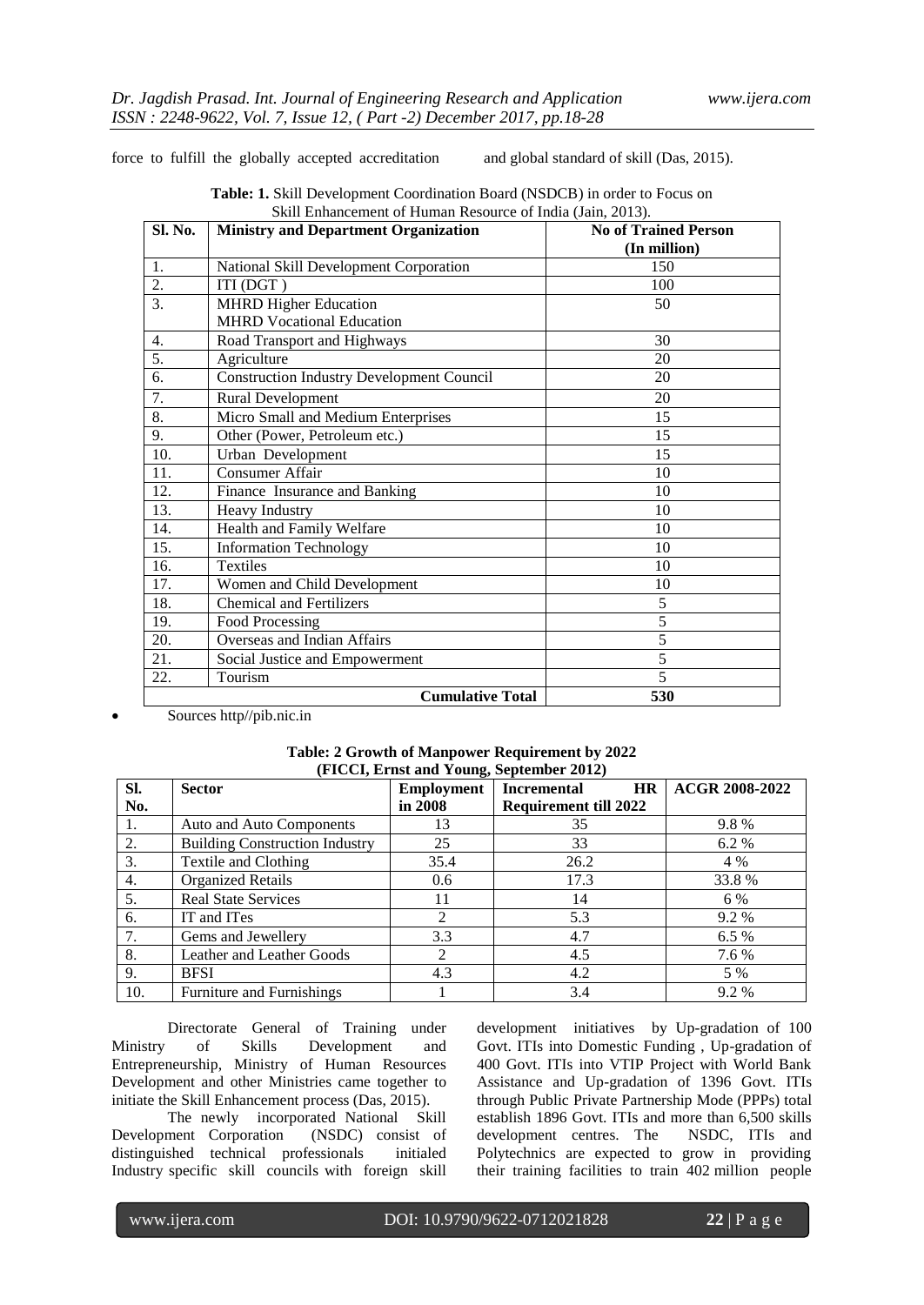force to fulfill the globally accepted accreditation and global standard of skill (Das, 2015).

**Table: 1.** Skill Development Coordination Board (NSDCB) in order to Focus on Skill Enhancement of Human Resource of India (Jain, 2013).

| Sl. No. | Ministry and Department Organization | No of Trained Person (In million) |
|---|---|---|
| 1. | National Skill Development Corporation | 150 |
| 2. | ITI (DGT ) | 100 |
| 3. | MHRD Higher Education<br>MHRD Vocational Education | 50 |
| 4. | Road Transport and Highways | 30 |
| 5. | Agriculture | 20 |
| 6. | Construction Industry Development Council | 20 |
| 7. | Rural Development | 20 |
| 8. | Micro Small and Medium Enterprises | 15 |
| 9. | Other (Power, Petroleum etc.) | 15 |
| 10. | Urban Development | 15 |
| 11. | Consumer Affair | 10 |
| 12. | Finance Insurance and Banking | 10 |
| 13. | Heavy Industry | 10 |
| 14. | Health and Family Welfare | 10 |
| 15. | Information Technology | 10 |
| 16. | Textiles | 10 |
| 17. | Women and Child Development | 10 |
| 18. | Chemical and Fertilizers | 5 |
| 19. | Food Processing | 5 |
| 20. | Overseas and Indian Affairs | 5 |
| 21. | Social Justice and Empowerment | 5 |
| 22. | Tourism | 5 |
| | **Cumulative Total** | **530** |

- Sources http//pib.nic.in

**Table: 2 Growth of Manpower Requirement by 2022 (FICCI, Ernst and Young, September 2012)**

| Sl. No. | Sector | Employment in 2008 | Incremental HR Requirement till 2022 | ACGR 2008-2022 |
|---|---|---|---|---|
| 1. | Auto and Auto Components | 13 | 35 | 9.8 % |
| 2. | Building Construction Industry | 25 | 33 | 6.2 % |
| 3. | Textile and Clothing | 35.4 | 26.2 | 4 % |
| 4. | Organized Retails | 0.6 | 17.3 | 33.8 % |
| 5. | Real State Services | 11 | 14 | 6 % |
| 6. | IT and ITes | 2 | 5.3 | 9.2 % |
| 7. | Gems and Jewellery | 3.3 | 4.7 | 6.5 % |
| 8. | Leather and Leather Goods | 2 | 4.5 | 7.6 % |
| 9. | BFSI | 4.3 | 4.2 | 5 % |
| 10. | Furniture and Furnishings | 1 | 3.4 | 9.2 % |

Directorate General of Training under Ministry of Skills Development and Entrepreneurship, Ministry of Human Resources Development and other Ministries came together to initiate the Skill Enhancement process (Das, 2015).

The newly incorporated National Skill Development Corporation (NSDC) consist of distinguished technical professionals initialed Industry specific skill councils with foreign skill development initiatives by Up-gradation of 100 Govt. ITIs into Domestic Funding , Up-gradation of 400 Govt. ITIs into VTIP Project with World Bank Assistance and Up-gradation of 1396 Govt. ITIs through Public Private Partnership Mode (PPPs) total establish 1896 Govt. ITIs and more than 6,500 skills development centres. The NSDC, ITIs and Polytechnics are expected to grow in providing their training facilities to train 402 million people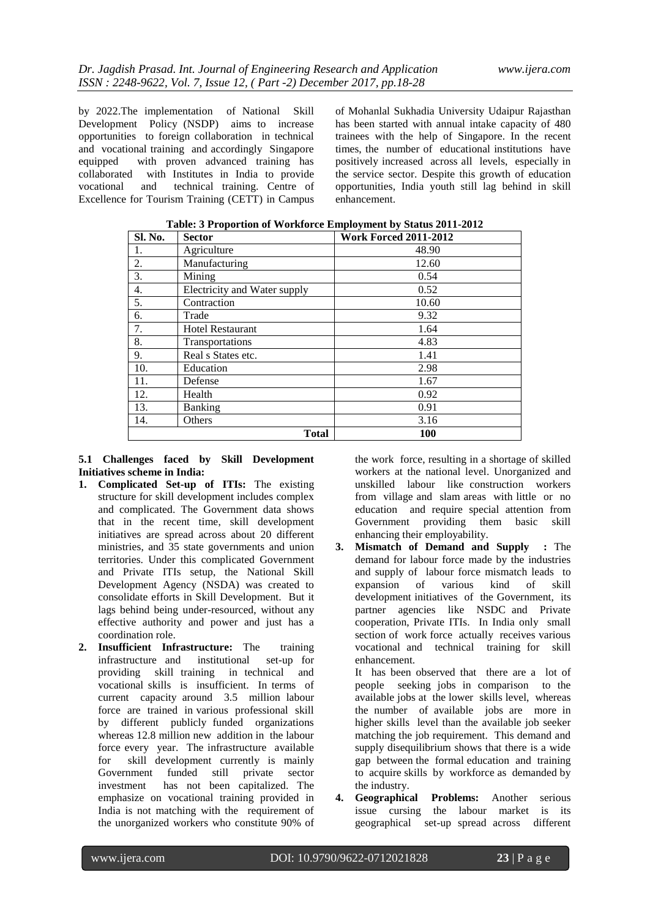by 2022.The implementation of National Skill Development Policy (NSDP) aims to increase opportunities to foreign collaboration in technical and vocational training and accordingly Singapore equipped with proven advanced training has collaborated with Institutes in India to provide vocational and technical training. Centre of Excellence for Tourism Training (CETT) in Campus of Mohanlal Sukhadia University Udaipur Rajasthan has been started with annual intake capacity of 480 trainees with the help of Singapore. In the recent times, the number of educational institutions have positively increased across all levels, especially in the service sector. Despite this growth of education opportunities, India youth still lag behind in skill enhancement.

**Table: 3 Proportion of Workforce Employment by Status 2011-2012**

| Sl. No. | Sector | Work Forced 2011-2012 |
|---|---|---|
| 1. | Agriculture | 48.90 |
| 2. | Manufacturing | 12.60 |
| 3. | Mining | 0.54 |
| 4. | Electricity and Water supply | 0.52 |
| 5. | Contraction | 10.60 |
| 6. | Trade | 9.32 |
| 7. | Hotel Restaurant | 1.64 |
| 8. | Transportations | 4.83 |
| 9. | Real s States etc. | 1.41 |
| 10. | Education | 2.98 |
| 11. | Defense | 1.67 |
| 12. | Health | 0.92 |
| 13. | Banking | 0.91 |
| 14. | Others | 3.16 |
| | **Total** | **100** |

**5.1 Challenges faced by Skill Development Initiatives scheme in India:**

1. **Complicated Set-up of ITIs:** The existing structure for skill development includes complex and complicated. The Government data shows that in the recent time, skill development initiatives are spread across about 20 different ministries, and 35 state governments and union territories. Under this complicated Government and Private ITIs setup, the National Skill Development Agency (NSDA) was created to consolidate efforts in Skill Development. But it lags behind being under-resourced, without any effective authority and power and just has a coordination role.
2. **Insufficient Infrastructure:** The training infrastructure and institutional set-up for providing skill training in technical and vocational skills is insufficient. In terms of current capacity around 3.5 million labour force are trained in various professional skill by different publicly funded organizations whereas 12.8 million new addition in the labour force every year. The infrastructure available for skill development currently is mainly Government funded still private sector investment has not been capitalized. The emphasize on vocational training provided in India is not matching with the requirement of the unorganized workers who constitute 90% of the work force, resulting in a shortage of skilled workers at the national level. Unorganized and unskilled labour like construction workers from village and slam areas with little or no education and require special attention from Government providing them basic skill enhancing their employability.
3. **Mismatch of Demand and Supply :** The demand for labour force made by the industries and supply of labour force mismatch leads to expansion of various kind of skill development initiatives of the Government, its partner agencies like NSDC and Private cooperation, Private ITIs. In India only small section of work force actually receives various vocational and technical training for skill enhancement.

   It has been observed that there are a lot of people seeking jobs in comparison to the available jobs at the lower skills level, whereas the number of available jobs are more in higher skills level than the available job seeker matching the job requirement. This demand and supply disequilibrium shows that there is a wide gap between the formal education and training to acquire skills by workforce as demanded by the industry.
4. **Geographical Problems:** Another serious issue cursing the labour market is its geographical set-up spread across different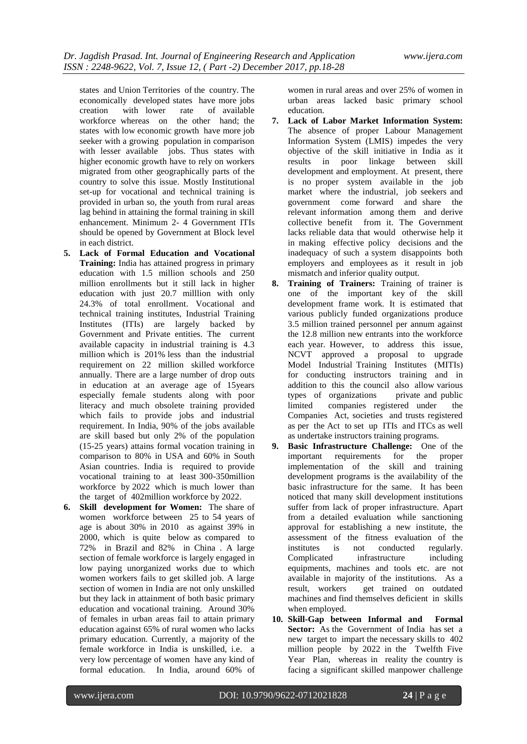states and Union Territories of the country. The economically developed states have more jobs creation with lower rate of available workforce whereas on the other hand; the states with low economic growth have more job seeker with a growing population in comparison with lesser available jobs. Thus states with higher economic growth have to rely on workers migrated from other geographically parts of the country to solve this issue. Mostly Institutional set-up for vocational and technical training is provided in urban so, the youth from rural areas lag behind in attaining the formal training in skill enhancement. Minimum 2- 4 Government ITIs should be opened by Government at Block level in each district.

5. **Lack of Formal Education and Vocational Training:** India has attained progress in primary education with 1.5 million schools and 250 million enrollments but it still lack in higher education with just 20.7 milllion with only 24.3% of total enrollment. Vocational and technical training institutes, Industrial Training Institutes (ITIs) are largely backed by Government and Private entities. The current available capacity in industrial training is 4.3 million which is 201% less than the industrial requirement on 22 million skilled workforce annually. There are a large number of drop outs in education at an average age of 15years especially female students along with poor literacy and much obsolete training provided which fails to provide jobs and industrial requirement. In India, 90% of the jobs available are skill based but only 2% of the population (15-25 years) attains formal vocation training in comparison to 80% in USA and 60% in South Asian countries. India is required to provide vocational training to at least 300-350million workforce by 2022 which is much lower than the target of 402million workforce by 2022.
6. **Skill development for Women:** The share of women workforce between 25 to 54 years of age is about 30% in 2010 as against 39% in 2000, which is quite below as compared to 72% in Brazil and 82% in China . A large section of female workforce is largely engaged in low paying unorganized works due to which women workers fails to get skilled job. A large section of women in India are not only unskilled but they lack in attainment of both basic primary education and vocational training. Around 30% of females in urban areas fail to attain primary education against 65% of rural women who lacks primary education. Currently, a majority of the female workforce in India is unskilled, i.e. a very low percentage of women have any kind of formal education. In India, around 60% of women in rural areas and over 25% of women in urban areas lacked basic primary school education.
7. **Lack of Labor Market Information System:** The absence of proper Labour Management Information System (LMIS) impedes the very objective of the skill initiative in India as it results in poor linkage between skill development and employment. At present, there is no proper system available in the job market where the industrial, job seekers and government come forward and share the relevant information among them and derive collective benefit from it. The Government lacks reliable data that would otherwise help it in making effective policy decisions and the inadequacy of such a system disappoints both employers and employees as it result in job mismatch and inferior quality output.
8. **Training of Trainers:** Training of trainer is one of the important key of the skill development frame work. It is estimated that various publicly funded organizations produce 3.5 million trained personnel per annum against the 12.8 million new entrants into the workforce each year. However, to address this issue, NCVT approved a proposal to upgrade Model Industrial Training Institutes (MITIs) for conducting instructors training and in addition to this the council also allow various types of organizations private and public limited companies registered under the Companies Act, societies and trusts registered as per the Act to set up ITIs and ITCs as well as undertake instructors training programs.
9. **Basic Infrastructure Challenge:** One of the important requirements for the proper implementation of the skill and training development programs is the availability of the basic infrastructure for the same. It has been noticed that many skill development institutions suffer from lack of proper infrastructure. Apart from a detailed evaluation while sanctioning approval for establishing a new institute, the assessment of the fitness evaluation of the institutes is not conducted regularly. Complicated infrastructure including equipments, machines and tools etc. are not available in majority of the institutions. As a result, workers get trained on outdated machines and find themselves deficient in skills when employed.
10. **Skill-Gap between Informal and Formal Sector:** As the Government of India has set a new target to impart the necessary skills to 402 million people by 2022 in the Twelfth Five Year Plan, whereas in reality the country is facing a significant skilled manpower challenge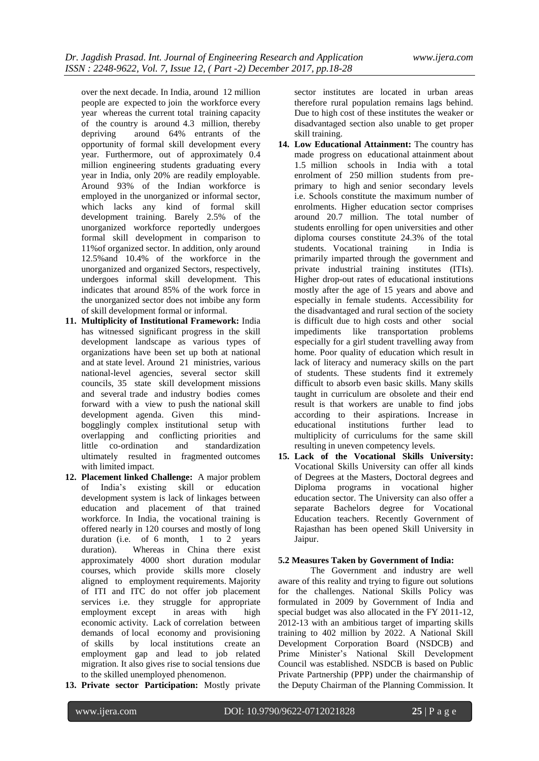over the next decade. In India, around 12 million people are expected to join the workforce every year whereas the current total training capacity of the country is around 4.3 million, thereby depriving around 64% entrants of the opportunity of formal skill development every year. Furthermore, out of approximately 0.4 million engineering students graduating every year in India, only 20% are readily employable. Around 93% of the Indian workforce is employed in the unorganized or informal sector, which lacks any kind of formal skill development training. Barely 2.5% of the unorganized workforce reportedly undergoes formal skill development in comparison to 11%of organized sector. In addition, only around 12.5%and 10.4% of the workforce in the unorganized and organized Sectors, respectively, undergoes informal skill development. This indicates that around 85% of the work force in the unorganized sector does not imbibe any form of skill development formal or informal.

11. **Multiplicity of Institutional Framework:** India has witnessed significant progress in the skill development landscape as various types of organizations have been set up both at national and at state level. Around 21 ministries, various national-level agencies, several sector skill councils, 35 state skill development missions and several trade and industry bodies comes forward with a view to push the national skill development agenda. Given this mind-bogglingly complex institutional setup with overlapping and conflicting priorities and little co-ordination and standardization ultimately resulted in fragmented outcomes with limited impact.
12. **Placement linked Challenge:** A major problem of India's existing skill or education development system is lack of linkages between education and placement of that trained workforce. In India, the vocational training is offered nearly in 120 courses and mostly of long duration (i.e. of 6 month, 1 to 2 years duration). Whereas in China there exist approximately 4000 short duration modular courses, which provide skills more closely aligned to employment requirements. Majority of ITI and ITC do not offer job placement services i.e. they struggle for appropriate employment except in areas with high economic activity. Lack of correlation between demands of local economy and provisioning of skills by local institutions create an employment gap and lead to job related migration. It also gives rise to social tensions due to the skilled unemployed phenomenon.
13. **Private sector Participation:** Mostly private sector institutes are located in urban areas therefore rural population remains lags behind. Due to high cost of these institutes the weaker or disadvantaged section also unable to get proper skill training.
14. **Low Educational Attainment:** The country has made progress on educational attainment about 1.5 million schools in India with a total enrolment of 250 million students from pre-primary to high and senior secondary levels i.e. Schools constitute the maximum number of enrolments. Higher education sector comprises around 20.7 million. The total number of students enrolling for open universities and other diploma courses constitute 24.3% of the total students. Vocational training in India is primarily imparted through the government and private industrial training institutes (ITIs). Higher drop-out rates of educational institutions mostly after the age of 15 years and above and especially in female students. Accessibility for the disadvantaged and rural section of the society is difficult due to high costs and other social impediments like transportation problems especially for a girl student travelling away from home. Poor quality of education which result in lack of literacy and numeracy skills on the part of students. These students find it extremely difficult to absorb even basic skills. Many skills taught in curriculum are obsolete and their end result is that workers are unable to find jobs according to their aspirations. Increase in educational institutions further lead to multiplicity of curriculums for the same skill resulting in uneven competency levels.
15. **Lack of the Vocational Skills University:** Vocational Skills University can offer all kinds of Degrees at the Masters, Doctoral degrees and Diploma programs in vocational higher education sector. The University can also offer a separate Bachelors degree for Vocational Education teachers. Recently Government of Rajasthan has been opened Skill University in Jaipur.

**5.2 Measures Taken by Government of India:**

The Government and industry are well aware of this reality and trying to figure out solutions for the challenges. National Skills Policy was formulated in 2009 by Government of India and special budget was also allocated in the FY 2011-12, 2012-13 with an ambitious target of imparting skills training to 402 million by 2022. A National Skill Development Corporation Board (NSDCB) and Prime Minister's National Skill Development Council was established. NSDCB is based on Public Private Partnership (PPP) under the chairmanship of the Deputy Chairman of the Planning Commission. It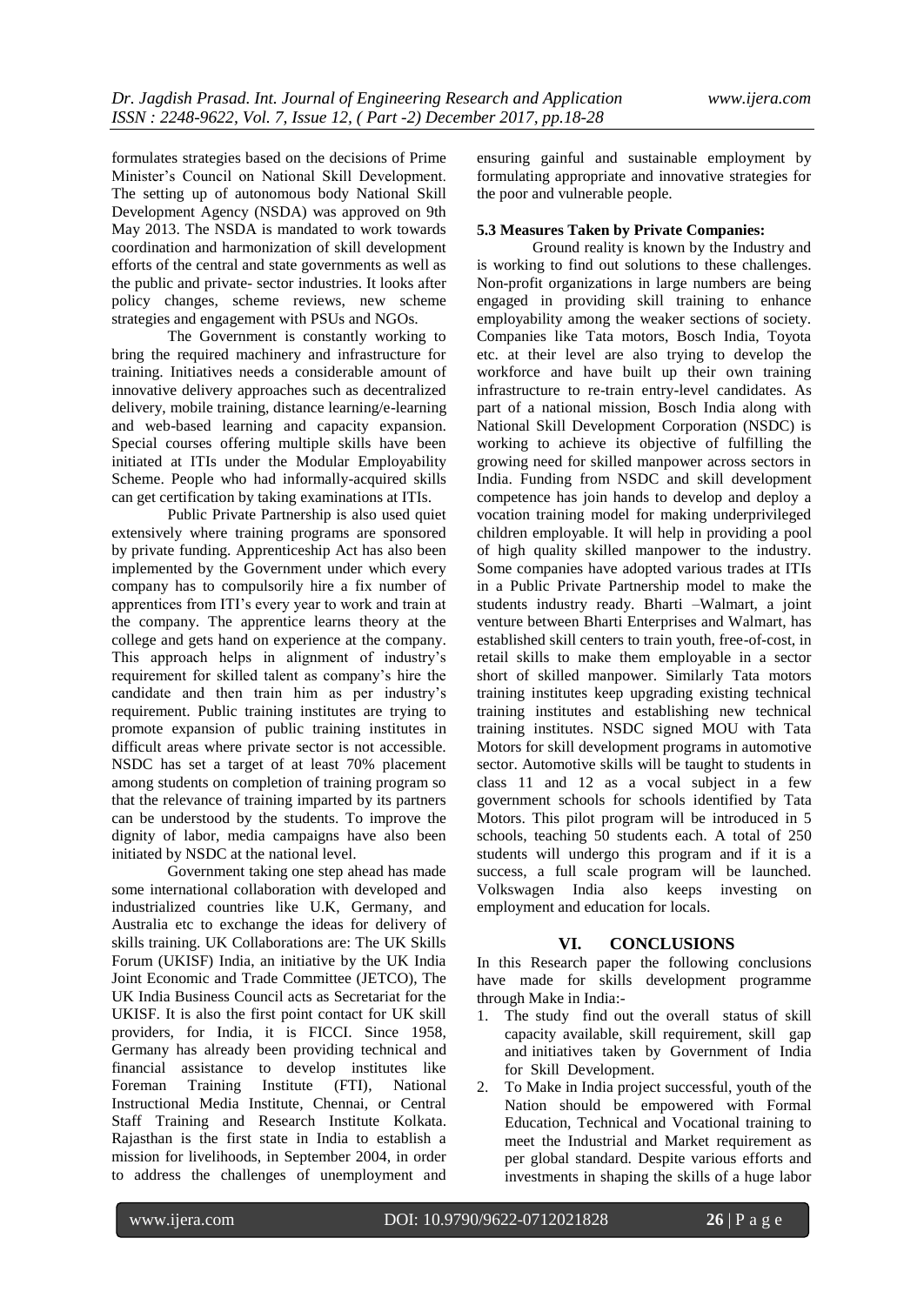formulates strategies based on the decisions of Prime Minister's Council on National Skill Development. The setting up of autonomous body National Skill Development Agency (NSDA) was approved on 9th May 2013. The NSDA is mandated to work towards coordination and harmonization of skill development efforts of the central and state governments as well as the public and private- sector industries. It looks after policy changes, scheme reviews, new scheme strategies and engagement with PSUs and NGOs.

The Government is constantly working to bring the required machinery and infrastructure for training. Initiatives needs a considerable amount of innovative delivery approaches such as decentralized delivery, mobile training, distance learning/e-learning and web-based learning and capacity expansion. Special courses offering multiple skills have been initiated at ITIs under the Modular Employability Scheme. People who had informally-acquired skills can get certification by taking examinations at ITIs.

Public Private Partnership is also used quiet extensively where training programs are sponsored by private funding. Apprenticeship Act has also been implemented by the Government under which every company has to compulsorily hire a fix number of apprentices from ITI's every year to work and train at the company. The apprentice learns theory at the college and gets hand on experience at the company. This approach helps in alignment of industry's requirement for skilled talent as company's hire the candidate and then train him as per industry's requirement. Public training institutes are trying to promote expansion of public training institutes in difficult areas where private sector is not accessible. NSDC has set a target of at least 70% placement among students on completion of training program so that the relevance of training imparted by its partners can be understood by the students. To improve the dignity of labor, media campaigns have also been initiated by NSDC at the national level.

Government taking one step ahead has made some international collaboration with developed and industrialized countries like U.K, Germany, and Australia etc to exchange the ideas for delivery of skills training. UK Collaborations are: The UK Skills Forum (UKISF) India, an initiative by the UK India Joint Economic and Trade Committee (JETCO), The UK India Business Council acts as Secretariat for the UKISF. It is also the first point contact for UK skill providers, for India, it is FICCI. Since 1958, Germany has already been providing technical and financial assistance to develop institutes like Foreman Training Institute (FTI), National Instructional Media Institute, Chennai, or Central Staff Training and Research Institute Kolkata. Rajasthan is the first state in India to establish a mission for livelihoods, in September 2004, in order to address the challenges of unemployment and ensuring gainful and sustainable employment by formulating appropriate and innovative strategies for the poor and vulnerable people.

### 5.3 Measures Taken by Private Companies:

Ground reality is known by the Industry and is working to find out solutions to these challenges. Non-profit organizations in large numbers are being engaged in providing skill training to enhance employability among the weaker sections of society. Companies like Tata motors, Bosch India, Toyota etc. at their level are also trying to develop the workforce and have built up their own training infrastructure to re-train entry-level candidates. As part of a national mission, Bosch India along with National Skill Development Corporation (NSDC) is working to achieve its objective of fulfilling the growing need for skilled manpower across sectors in India. Funding from NSDC and skill development competence has join hands to develop and deploy a vocation training model for making underprivileged children employable. It will help in providing a pool of high quality skilled manpower to the industry. Some companies have adopted various trades at ITIs in a Public Private Partnership model to make the students industry ready. Bharti –Walmart, a joint venture between Bharti Enterprises and Walmart, has established skill centers to train youth, free-of-cost, in retail skills to make them employable in a sector short of skilled manpower. Similarly Tata motors training institutes keep upgrading existing technical training institutes and establishing new technical training institutes. NSDC signed MOU with Tata Motors for skill development programs in automotive sector. Automotive skills will be taught to students in class 11 and 12 as a vocal subject in a few government schools for schools identified by Tata Motors. This pilot program will be introduced in 5 schools, teaching 50 students each. A total of 250 students will undergo this program and if it is a success, a full scale program will be launched. Volkswagen India also keeps investing on employment and education for locals.

## VI. CONCLUSIONS

In this Research paper the following conclusions have made for skills development programme through Make in India:-

1. The study find out the overall status of skill capacity available, skill requirement, skill gap and initiatives taken by Government of India for Skill Development.
2. To Make in India project successful, youth of the Nation should be empowered with Formal Education, Technical and Vocational training to meet the Industrial and Market requirement as per global standard. Despite various efforts and investments in shaping the skills of a huge labor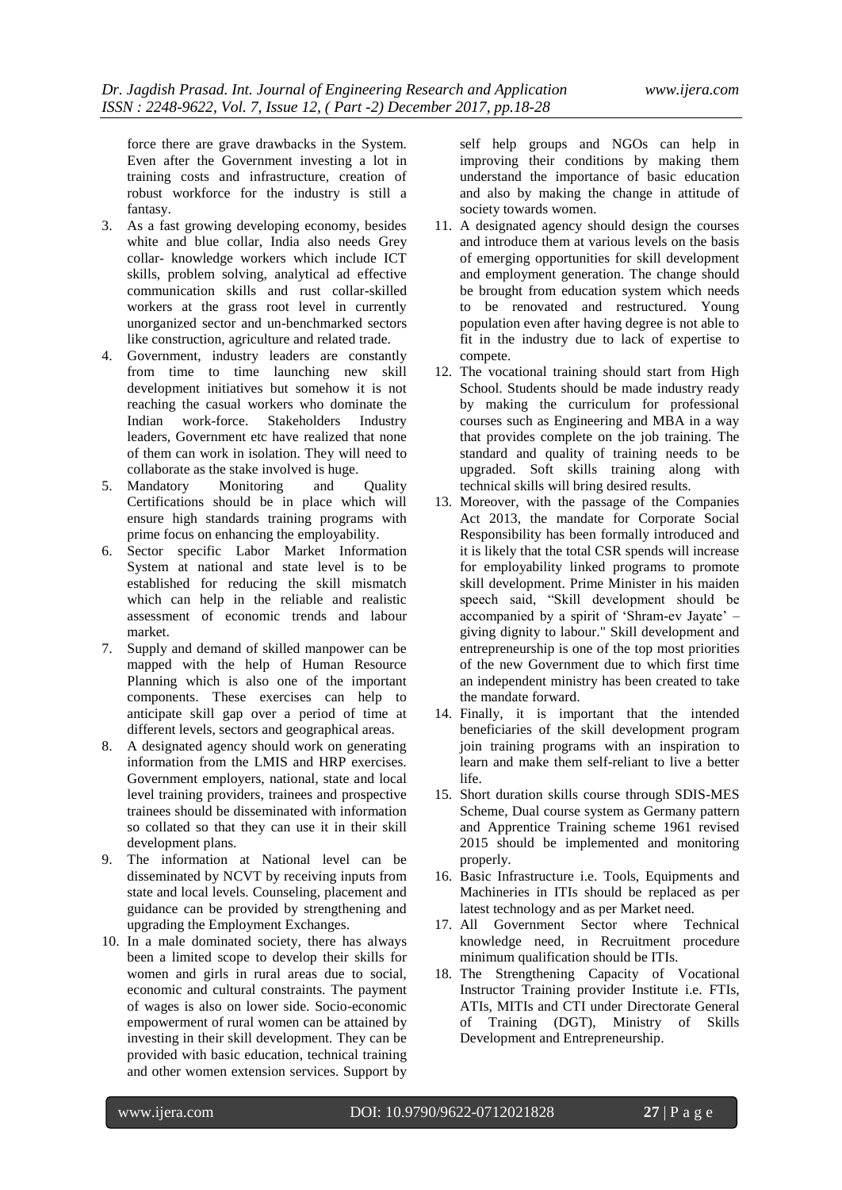force there are grave drawbacks in the System. Even after the Government investing a lot in training costs and infrastructure, creation of robust workforce for the industry is still a fantasy.

3. As a fast growing developing economy, besides white and blue collar, India also needs Grey collar- knowledge workers which include ICT skills, problem solving, analytical ad effective communication skills and rust collar-skilled workers at the grass root level in currently unorganized sector and un-benchmarked sectors like construction, agriculture and related trade.
4. Government, industry leaders are constantly from time to time launching new skill development initiatives but somehow it is not reaching the casual workers who dominate the Indian work-force. Stakeholders Industry leaders, Government etc have realized that none of them can work in isolation. They will need to collaborate as the stake involved is huge.
5. Mandatory Monitoring and Quality Certifications should be in place which will ensure high standards training programs with prime focus on enhancing the employability.
6. Sector specific Labor Market Information System at national and state level is to be established for reducing the skill mismatch which can help in the reliable and realistic assessment of economic trends and labour market.
7. Supply and demand of skilled manpower can be mapped with the help of Human Resource Planning which is also one of the important components. These exercises can help to anticipate skill gap over a period of time at different levels, sectors and geographical areas.
8. A designated agency should work on generating information from the LMIS and HRP exercises. Government employers, national, state and local level training providers, trainees and prospective trainees should be disseminated with information so collated so that they can use it in their skill development plans.
9. The information at National level can be disseminated by NCVT by receiving inputs from state and local levels. Counseling, placement and guidance can be provided by strengthening and upgrading the Employment Exchanges.
10. In a male dominated society, there has always been a limited scope to develop their skills for women and girls in rural areas due to social, economic and cultural constraints. The payment of wages is also on lower side. Socio-economic empowerment of rural women can be attained by investing in their skill development. They can be provided with basic education, technical training and other women extension services. Support by self help groups and NGOs can help in improving their conditions by making them understand the importance of basic education and also by making the change in attitude of society towards women.
11. A designated agency should design the courses and introduce them at various levels on the basis of emerging opportunities for skill development and employment generation. The change should be brought from education system which needs to be renovated and restructured. Young population even after having degree is not able to fit in the industry due to lack of expertise to compete.
12. The vocational training should start from High School. Students should be made industry ready by making the curriculum for professional courses such as Engineering and MBA in a way that provides complete on the job training. The standard and quality of training needs to be upgraded. Soft skills training along with technical skills will bring desired results.
13. Moreover, with the passage of the Companies Act 2013, the mandate for Corporate Social Responsibility has been formally introduced and it is likely that the total CSR spends will increase for employability linked programs to promote skill development. Prime Minister in his maiden speech said, "Skill development should be accompanied by a spirit of 'Shram-ev Jayate' – giving dignity to labour." Skill development and entrepreneurship is one of the top most priorities of the new Government due to which first time an independent ministry has been created to take the mandate forward.
14. Finally, it is important that the intended beneficiaries of the skill development program join training programs with an inspiration to learn and make them self-reliant to live a better life.
15. Short duration skills course through SDIS-MES Scheme, Dual course system as Germany pattern and Apprentice Training scheme 1961 revised 2015 should be implemented and monitoring properly.
16. Basic Infrastructure i.e. Tools, Equipments and Machineries in ITIs should be replaced as per latest technology and as per Market need.
17. All Government Sector where Technical knowledge need, in Recruitment procedure minimum qualification should be ITIs.
18. The Strengthening Capacity of Vocational Instructor Training provider Institute i.e. FTIs, ATIs, MITIs and CTI under Directorate General of Training (DGT), Ministry of Skills Development and Entrepreneurship.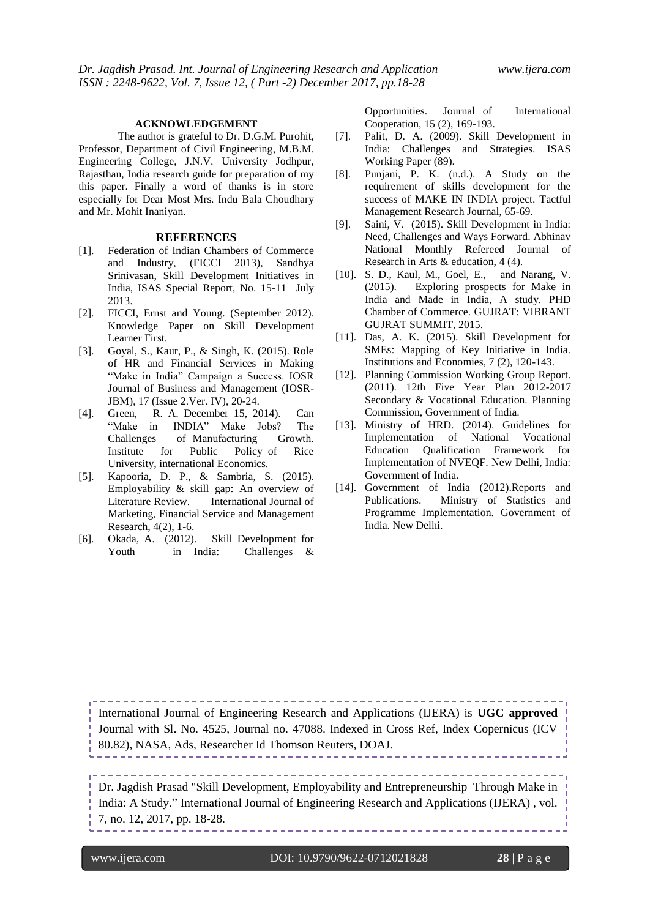## ACKNOWLEDGEMENT

The author is grateful to Dr. D.G.M. Purohit, Professor, Department of Civil Engineering, M.B.M. Engineering College, J.N.V. University Jodhpur, Rajasthan, India research guide for preparation of my this paper. Finally a word of thanks is in store especially for Dear Most Mrs. Indu Bala Choudhary and Mr. Mohit Inaniyan.

## REFERENCES

[1]. Federation of Indian Chambers of Commerce and Industry, (FICCI 2013), Sandhya Srinivasan, Skill Development Initiatives in India, ISAS Special Report, No. 15-11 July 2013.

[2]. FICCI, Ernst and Young. (September 2012). Knowledge Paper on Skill Development Learner First.

[3]. Goyal, S., Kaur, P., & Singh, K. (2015). Role of HR and Financial Services in Making "Make in India" Campaign a Success. IOSR Journal of Business and Management (IOSR-JBM), 17 (Issue 2.Ver. IV), 20-24.

[4]. Green, R. A. December 15, 2014). Can "Make in INDIA" Make Jobs? The Challenges of Manufacturing Growth. Institute for Public Policy of Rice University, international Economics.

[5]. Kapooria, D. P., & Sambria, S. (2015). Employability & skill gap: An overview of Literature Review. International Journal of Marketing, Financial Service and Management Research, 4(2), 1-6.

[6]. Okada, A. (2012). Skill Development for Youth in India: Challenges & Opportunities. Journal of International Cooperation, 15 (2), 169-193.

[7]. Palit, D. A. (2009). Skill Development in India: Challenges and Strategies. ISAS Working Paper (89).

[8]. Punjani, P. K. (n.d.). A Study on the requirement of skills development for the success of MAKE IN INDIA project. Tactful Management Research Journal, 65-69.

[9]. Saini, V. (2015). Skill Development in India: Need, Challenges and Ways Forward. Abhinav National Monthly Refereed Journal of Research in Arts & education, 4 (4).

[10]. S. D., Kaul, M., Goel, E., and Narang, V. (2015). Exploring prospects for Make in India and Made in India, A study. PHD Chamber of Commerce. GUJRAT: VIBRANT GUJRAT SUMMIT, 2015.

[11]. Das, A. K. (2015). Skill Development for SMEs: Mapping of Key Initiative in India. Institutions and Economies, 7 (2), 120-143.

[12]. Planning Commission Working Group Report. (2011). 12th Five Year Plan 2012-2017 Secondary & Vocational Education. Planning Commission, Government of India.

[13]. Ministry of HRD. (2014). Guidelines for Implementation of National Vocational Education Qualification Framework for Implementation of NVEQF. New Delhi, India: Government of India.

[14]. Government of India (2012).Reports and Publications. Ministry of Statistics and Programme Implementation. Government of India. New Delhi.

International Journal of Engineering Research and Applications (IJERA) is **UGC approved** Journal with Sl. No. 4525, Journal no. 47088. Indexed in Cross Ref, Index Copernicus (ICV 80.82), NASA, Ads, Researcher Id Thomson Reuters, DOAJ.

Dr. Jagdish Prasad "Skill Development, Employability and Entrepreneurship Through Make in India: A Study." International Journal of Engineering Research and Applications (IJERA) , vol. 7, no. 12, 2017, pp. 18-28.